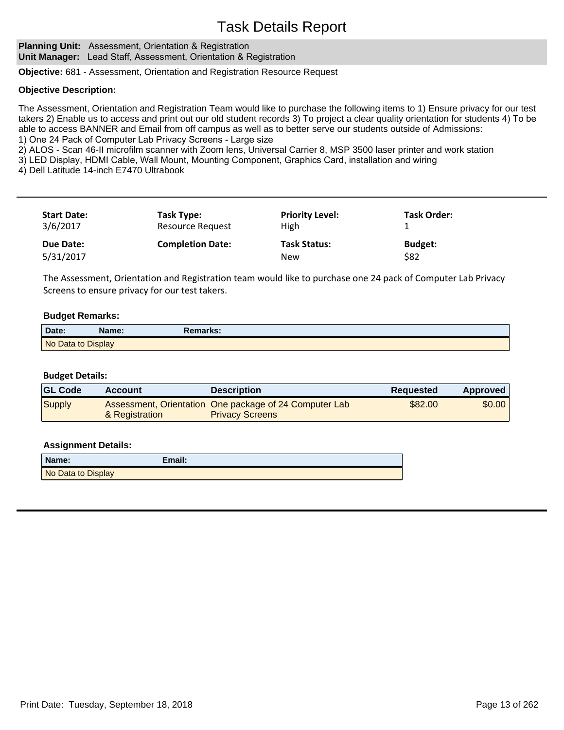# Task Details Report

**Planning Unit:** Assessment, Orientation & Registration
**Unit Manager:** Lead Staff, Assessment, Orientation & Registration

**Objective:** 681 - Assessment, Orientation and Registration Resource Request

**Objective Description:**

The Assessment, Orientation and Registration Team would like to purchase the following items to 1) Ensure privacy for our test takers 2) Enable us to access and print out our old student records 3) To project a clear quality orientation for students 4) To be able to access BANNER and Email from off campus as well as to better serve our students outside of Admissions:
1) One 24 Pack of Computer Lab Privacy Screens - Large size
2) ALOS - Scan 46-II microfilm scanner with Zoom lens, Universal Carrier 8, MSP 3500 laser printer and work station
3) LED Display, HDMI Cable, Wall Mount, Mounting Component, Graphics Card, installation and wiring
4) Dell Latitude 14-inch E7470 Ultrabook

---

| **Start Date:** | **Task Type:** | **Priority Level:** | **Task Order:** |
|---|---|---|---|
| 3/6/2017 | Resource Request | High | 1 |
| **Due Date:** | **Completion Date:** | **Task Status:** | **Budget:** |
| 5/31/2017 | | New | $82 |

The Assessment, Orientation and Registration team would like to purchase one 24 pack of Computer Lab Privacy Screens to ensure privacy for our test takers.

**Budget Remarks:**

| Date: | Name: | Remarks: |
|---|---|---|
| No Data to Display | | |

**Budget Details:**

| GL Code | Account | Description | Requested | Approved |
|---|---|---|---|---|
| Supply | Assessment, Orientation & Registration | One package of 24 Computer Lab Privacy Screens | $82.00 | $0.00 |

**Assignment Details:**

| Name: | Email: |
|---|---|
| No Data to Display | |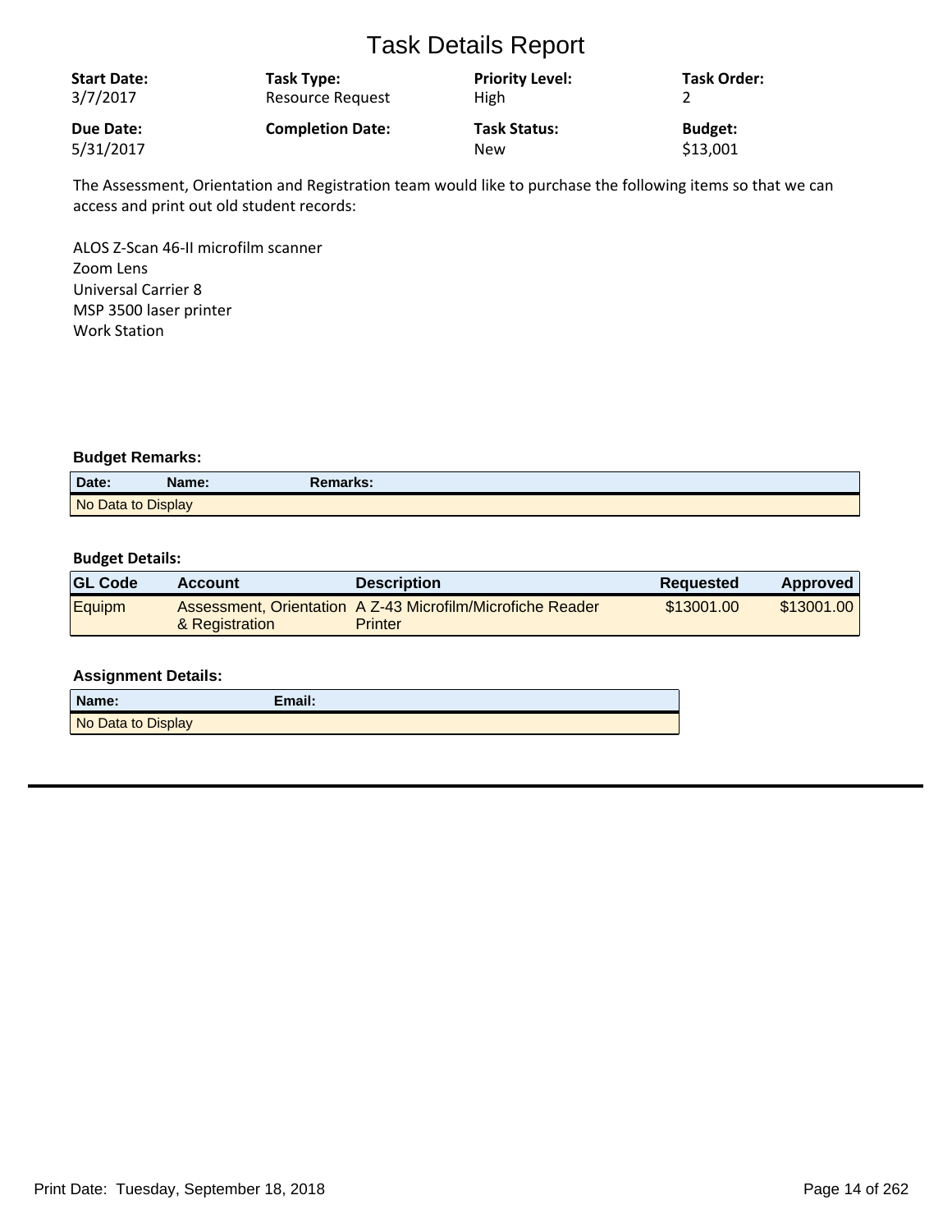# Task Details Report

| Start Date: | Task Type: | Priority Level: | Task Order: |
|---|---|---|---|
| 3/7/2017 | Resource Request | High | 2 |
| **Due Date:** | **Completion Date:** | **Task Status:** | **Budget:** |
| 5/31/2017 | | New | $13,001 |

The Assessment, Orientation and Registration team would like to purchase the following items so that we can access and print out old student records:

ALOS Z-Scan 46-II microfilm scanner
Zoom Lens
Universal Carrier 8
MSP 3500 laser printer
Work Station

**Budget Remarks:**

| Date: | Name: | Remarks: |
|---|---|---|
| No Data to Display | | |

**Budget Details:**

| GL Code | Account | Description | Requested | Approved |
|---|---|---|---|---|
| Equipm | Assessment, Orientation & Registration | A Z-43 Microfilm/Microfiche Reader Printer | $13001.00 | $13001.00 |

**Assignment Details:**

| Name: | Email: |
|---|---|
| No Data to Display | |

Print Date: Tuesday, September 18, 2018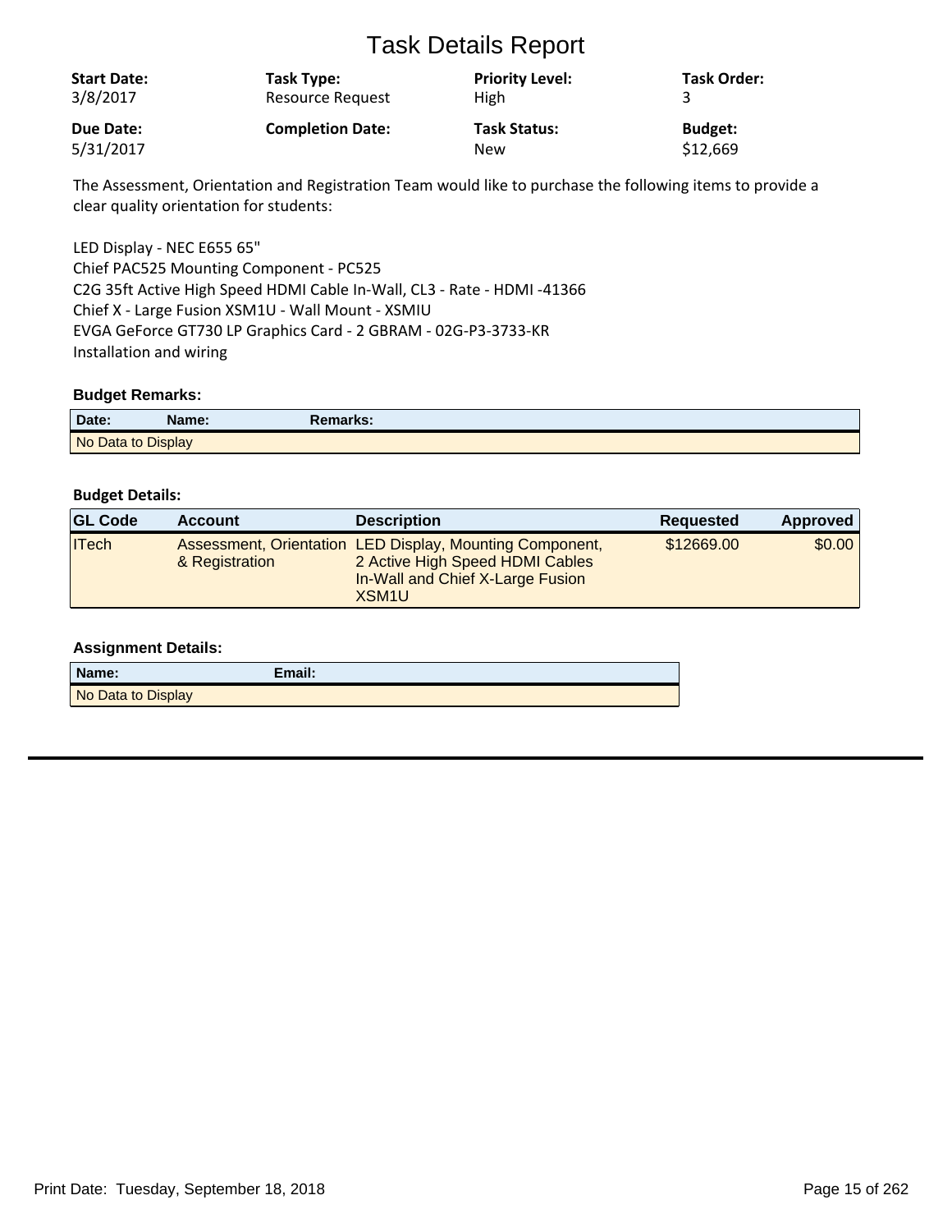# Task Details Report

| Start Date: | Task Type: | Priority Level: | Task Order: |
|---|---|---|---|
| 3/8/2017 | Resource Request | High | 3 |
| **Due Date:** | **Completion Date:** | **Task Status:** | **Budget:** |
| 5/31/2017 | | New | $12,669 |

The Assessment, Orientation and Registration Team would like to purchase the following items to provide a clear quality orientation for students:

LED Display - NEC E655 65"
Chief PAC525 Mounting Component - PC525
C2G 35ft Active High Speed HDMI Cable In-Wall, CL3 - Rate - HDMI -41366
Chief X - Large Fusion XSM1U - Wall Mount - XSMIU
EVGA GeForce GT730 LP Graphics Card - 2 GBRAM - 02G-P3-3733-KR
Installation and wiring

### Budget Remarks:

| Date: | Name: | Remarks: |
|---|---|---|
| No Data to Display | | |

### Budget Details:

| GL Code | Account | Description | Requested | Approved |
|---|---|---|---|---|
| ITech | Assessment, Orientation & Registration | LED Display, Mounting Component, 2 Active High Speed HDMI Cables In-Wall and Chief X-Large Fusion XSM1U | $12669.00 | $0.00 |

### Assignment Details:

| Name: | Email: |
|---|---|
| No Data to Display | |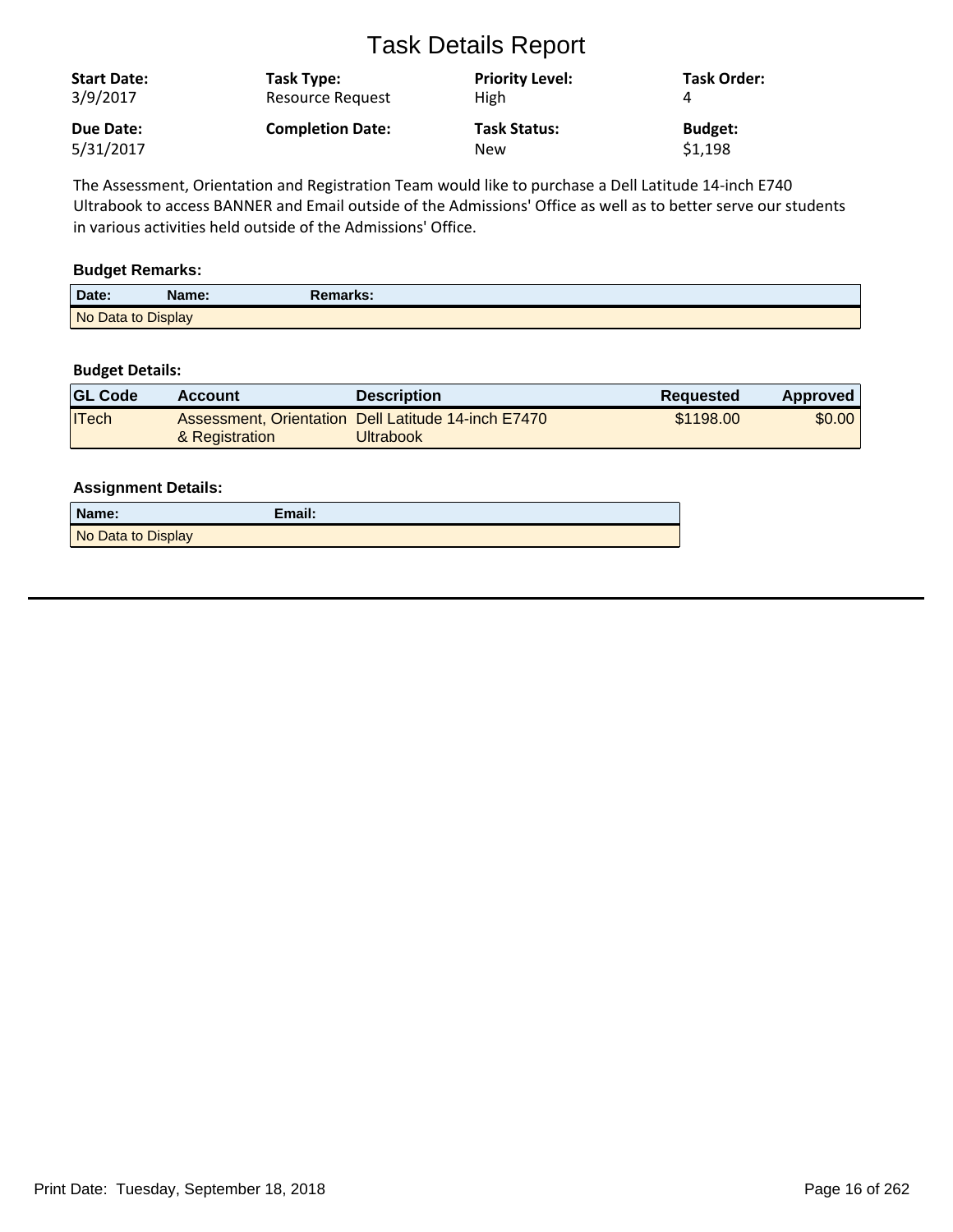# Task Details Report

| Start Date: | Task Type: | Priority Level: | Task Order: |
|---|---|---|---|
| 3/9/2017 | Resource Request | High | 4 |
| **Due Date:** | **Completion Date:** | **Task Status:** | **Budget:** |
| 5/31/2017 | | New | $1,198 |

The Assessment, Orientation and Registration Team would like to purchase a Dell Latitude 14-inch E740 Ultrabook to access BANNER and Email outside of the Admissions' Office as well as to better serve our students in various activities held outside of the Admissions' Office.

### Budget Remarks:

| Date: | Name: | Remarks: |
|---|---|---|
| No Data to Display | | |

### Budget Details:

| GL Code | Account | Description | Requested | Approved |
|---|---|---|---|---|
| ITech | Assessment, Orientation & Registration | Dell Latitude 14-inch E7470 Ultrabook | $1198.00 | $0.00 |

### Assignment Details:

| Name: | Email: |
|---|---|
| No Data to Display | |

Print Date: Tuesday, September 18, 2018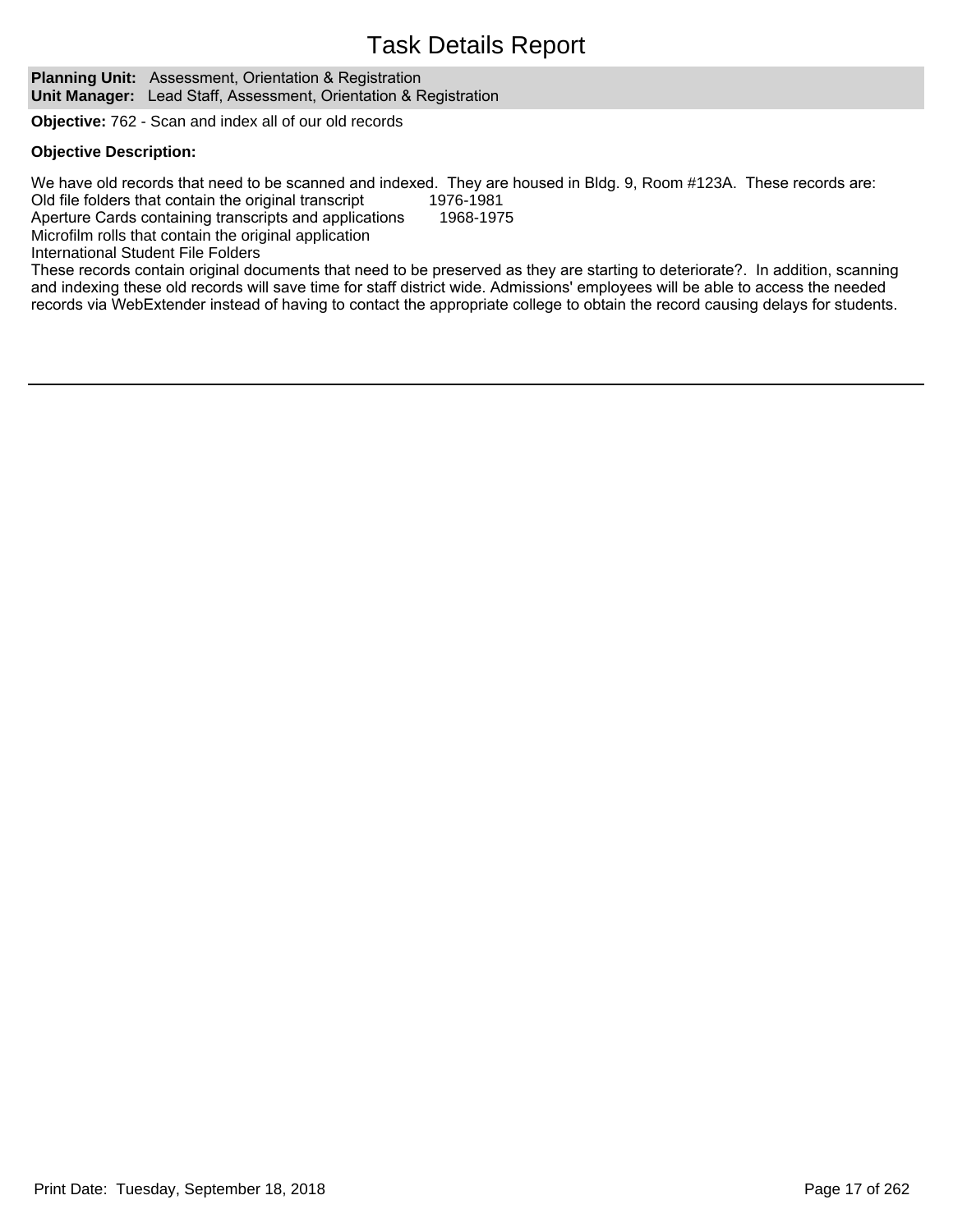# Task Details Report

**Planning Unit:** Assessment, Orientation & Registration
**Unit Manager:** Lead Staff, Assessment, Orientation & Registration

**Objective:** 762 - Scan and index all of our old records

**Objective Description:**

We have old records that need to be scanned and indexed. They are housed in Bldg. 9, Room #123A. These records are:
Old file folders that contain the original transcript 1976-1981
Aperture Cards containing transcripts and applications 1968-1975
Microfilm rolls that contain the original application
International Student File Folders
These records contain original documents that need to be preserved as they are starting to deteriorate?. In addition, scanning and indexing these old records will save time for staff district wide. Admissions' employees will be able to access the needed records via WebExtender instead of having to contact the appropriate college to obtain the record causing delays for students.

Print Date: Tuesday, September 18, 2018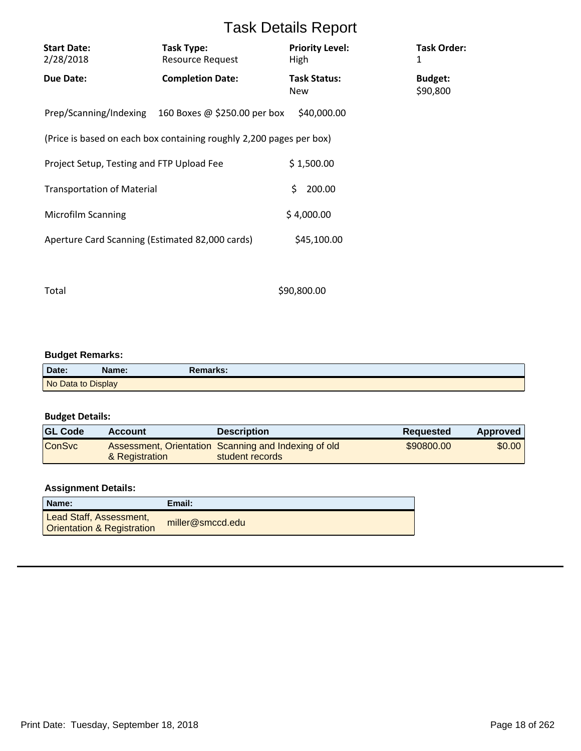# Task Details Report

| Start Date: | Task Type: | Priority Level: | Task Order: |
|---|---|---|---|
| 2/28/2018 | Resource Request | High | 1 |
| **Due Date:** | **Completion Date:** | **Task Status:** | **Budget:** |
| | | New | $90,800 |

| | | |
|---|---|---|
| Prep/Scanning/Indexing | 160 Boxes @ $250.00 per box | $40,000.00 |

(Price is based on each box containing roughly 2,200 pages per box)

| | |
|---|---|
| Project Setup, Testing and FTP Upload Fee | $ 1,500.00 |
| Transportation of Material | $ 200.00 |
| Microfilm Scanning | $ 4,000.00 |
| Aperture Card Scanning (Estimated 82,000 cards) | $45,100.00 |
| Total | $90,800.00 |

**Budget Remarks:**

| Date: | Name: | Remarks: |
|---|---|---|
| No Data to Display | | |

**Budget Details:**

| GL Code | Account | Description | Requested | Approved |
|---|---|---|---|---|
| ConSvc | Assessment, Orientation & Registration | Scanning and Indexing of old student records | $90800.00 | $0.00 |

**Assignment Details:**

| Name: | Email: |
|---|---|
| Lead Staff, Assessment, Orientation & Registration | miller@smccd.edu |

Print Date: Tuesday, September 18, 2018